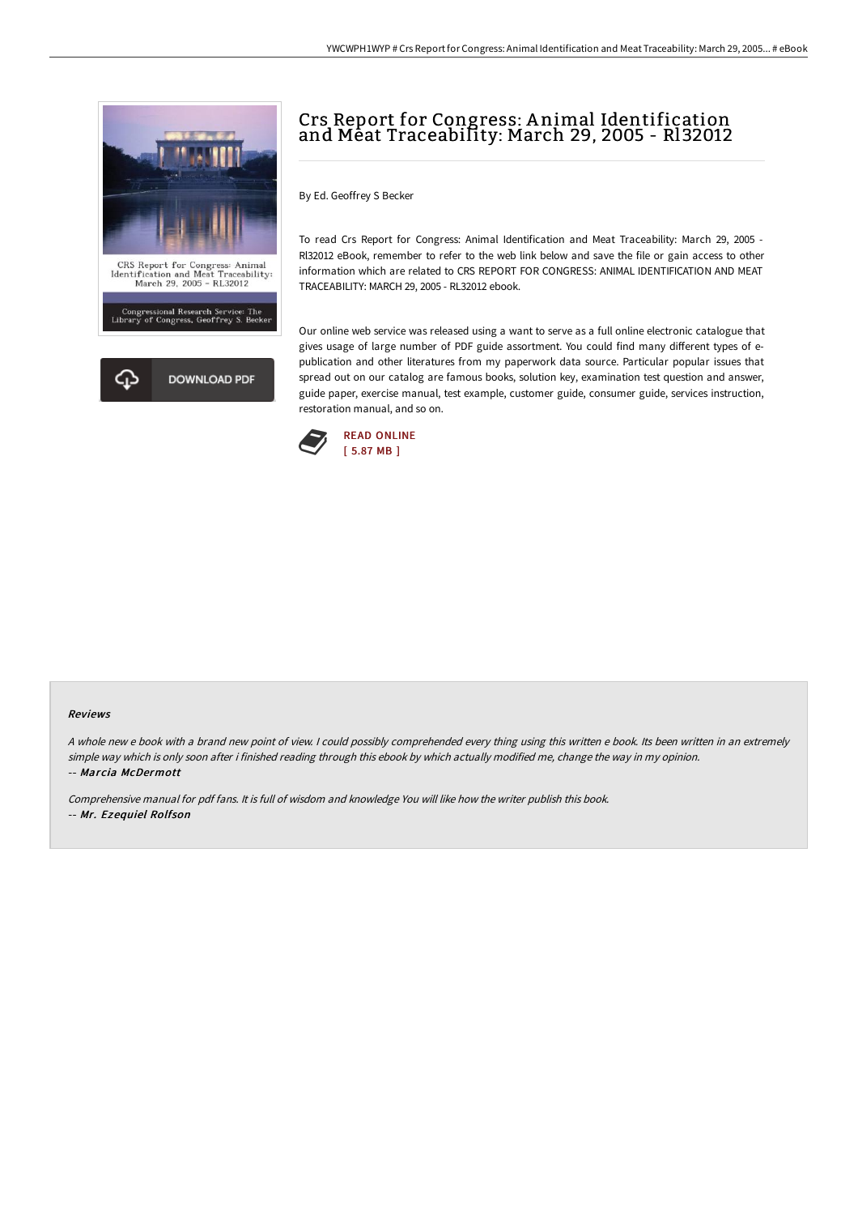# Crs Report for Congress: Animal Identification and Meat Traceability: March 29, 2005 - Rl32012

By Ed. Geoffrey S Becker

To read Crs Report for Congress: Animal Identification and Meat Traceability: March 29, 2005 - Rl32012 eBook, remember to refer to the web link below and save the file or gain access to other information which are related to CRS REPORT FOR CONGRESS: ANIMAL IDENTIFICATION AND MEAT TRACEABILITY: MARCH 29, 2005 - RL32012 ebook.

Our online web service was released using a want to serve as a full online electronic catalogue that gives usage of large number of PDF guide assortment. You could find many different types of e-publication and other literatures from my paperwork data source. Particular popular issues that spread out on our catalog are famous books, solution key, examination test question and answer, guide paper, exercise manual, test example, customer guide, consumer guide, services instruction, restoration manual, and so on.

READ ONLINE
[ 5.87 MB ]

DOWNLOAD PDF

### Reviews

*A whole new e book with a brand new point of view. I could possibly comprehended every thing using this written e book. Its been written in an extremely simple way which is only soon after i finished reading through this ebook by which actually modified me, change the way in my opinion.*

*-- Marcia McDermott*

*Comprehensive manual for pdf fans. It is full of wisdom and knowledge You will like how the writer publish this book.*

*-- Mr. Ezequiel Rolfson*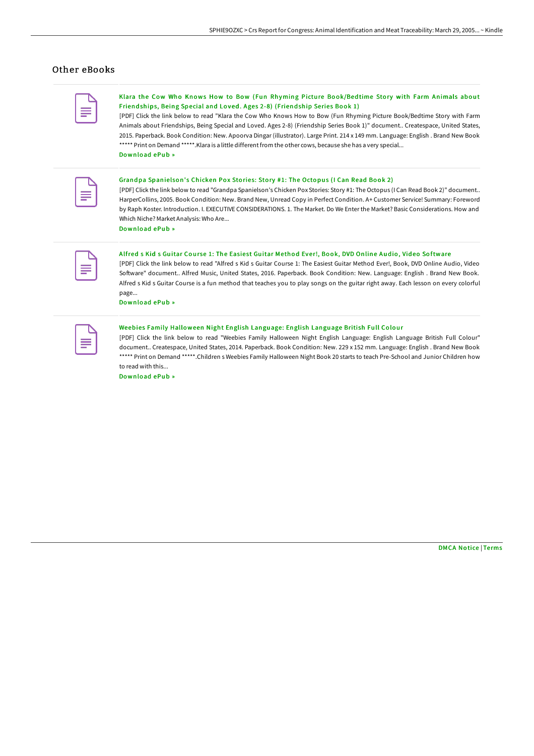## Other eBooks

### Klara the Cow Who Knows How to Bow (Fun Rhyming Picture Book/Bedtime Story with Farm Animals about Friendships, Being Special and Loved. Ages 2-8) (Friendship Series Book 1)

[PDF] Click the link below to read "Klara the Cow Who Knows How to Bow (Fun Rhyming Picture Book/Bedtime Story with Farm Animals about Friendships, Being Special and Loved. Ages 2-8) (Friendship Series Book 1)" document.. Createspace, United States, 2015. Paperback. Book Condition: New. Apoorva Dingar (illustrator). Large Print. 214 x 149 mm. Language: English . Brand New Book ***** Print on Demand *****.Klara is a little different from the other cows, because she has a very special...

Download ePub »

### Grandpa Spanielson's Chicken Pox Stories: Story #1: The Octopus (I Can Read Book 2)

[PDF] Click the link below to read "Grandpa Spanielson's Chicken Pox Stories: Story #1: The Octopus (I Can Read Book 2)" document.. HarperCollins, 2005. Book Condition: New. Brand New, Unread Copy in Perfect Condition. A+ Customer Service! Summary: Foreword by Raph Koster. Introduction. I. EXECUTIVE CONSIDERATIONS. 1. The Market. Do We Enter the Market? Basic Considerations. How and Which Niche? Market Analysis: Who Are...

Download ePub »

### Alfred s Kid s Guitar Course 1: The Easiest Guitar Method Ever!, Book, DVD Online Audio, Video Software

[PDF] Click the link below to read "Alfred s Kid s Guitar Course 1: The Easiest Guitar Method Ever!, Book, DVD Online Audio, Video Software" document.. Alfred Music, United States, 2016. Paperback. Book Condition: New. Language: English . Brand New Book. Alfred s Kid s Guitar Course is a fun method that teaches you to play songs on the guitar right away. Each lesson on every colorful page...

Download ePub »

### Weebies Family Halloween Night English Language: English Language British Full Colour

[PDF] Click the link below to read "Weebies Family Halloween Night English Language: English Language British Full Colour" document.. Createspace, United States, 2014. Paperback. Book Condition: New. 229 x 152 mm. Language: English . Brand New Book ***** Print on Demand *****.Children s Weebies Family Halloween Night Book 20 starts to teach Pre-School and Junior Children how to read with this...

Download ePub »

DMCA Notice | Terms